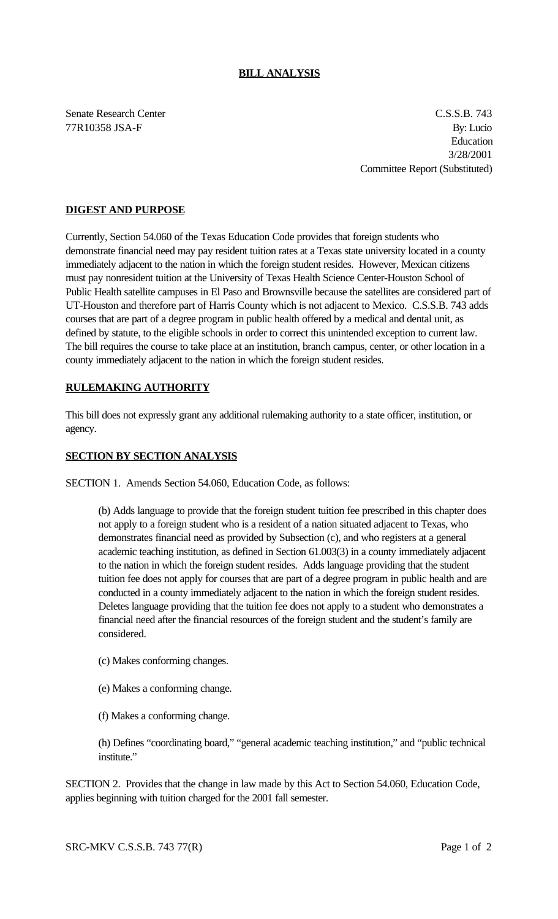# BILL ANALYSIS

Senate Research Center
77R10358 JSA-F

C.S.S.B. 743
By: Lucio
Education
3/28/2001
Committee Report (Substituted)

## DIGEST AND PURPOSE

Currently, Section 54.060 of the Texas Education Code provides that foreign students who demonstrate financial need may pay resident tuition rates at a Texas state university located in a county immediately adjacent to the nation in which the foreign student resides. However, Mexican citizens must pay nonresident tuition at the University of Texas Health Science Center-Houston School of Public Health satellite campuses in El Paso and Brownsville because the satellites are considered part of UT-Houston and therefore part of Harris County which is not adjacent to Mexico. C.S.S.B. 743 adds courses that are part of a degree program in public health offered by a medical and dental unit, as defined by statute, to the eligible schools in order to correct this unintended exception to current law. The bill requires the course to take place at an institution, branch campus, center, or other location in a county immediately adjacent to the nation in which the foreign student resides.

## RULEMAKING AUTHORITY

This bill does not expressly grant any additional rulemaking authority to a state officer, institution, or agency.

## SECTION BY SECTION ANALYSIS

SECTION 1. Amends Section 54.060, Education Code, as follows:

(b) Adds language to provide that the foreign student tuition fee prescribed in this chapter does not apply to a foreign student who is a resident of a nation situated adjacent to Texas, who demonstrates financial need as provided by Subsection (c), and who registers at a general academic teaching institution, as defined in Section 61.003(3) in a county immediately adjacent to the nation in which the foreign student resides. Adds language providing that the student tuition fee does not apply for courses that are part of a degree program in public health and are conducted in a county immediately adjacent to the nation in which the foreign student resides. Deletes language providing that the tuition fee does not apply to a student who demonstrates a financial need after the financial resources of the foreign student and the student's family are considered.

(c) Makes conforming changes.

(e) Makes a conforming change.

(f) Makes a conforming change.

(h) Defines "coordinating board," "general academic teaching institution," and "public technical institute."

SECTION 2. Provides that the change in law made by this Act to Section 54.060, Education Code, applies beginning with tuition charged for the 2001 fall semester.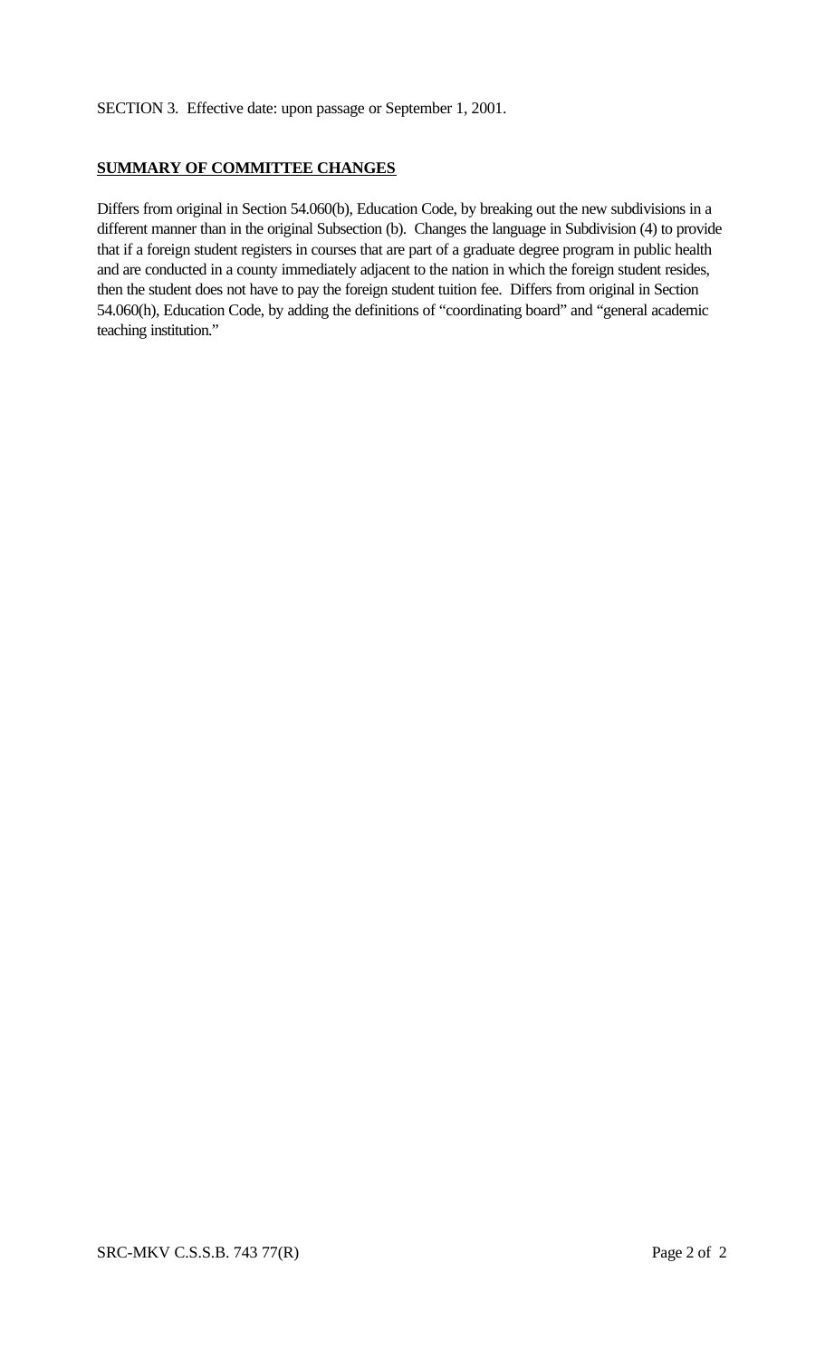SECTION 3. Effective date: upon passage or September 1, 2001.

**SUMMARY OF COMMITTEE CHANGES**

Differs from original in Section 54.060(b), Education Code, by breaking out the new subdivisions in a different manner than in the original Subsection (b). Changes the language in Subdivision (4) to provide that if a foreign student registers in courses that are part of a graduate degree program in public health and are conducted in a county immediately adjacent to the nation in which the foreign student resides, then the student does not have to pay the foreign student tuition fee. Differs from original in Section 54.060(h), Education Code, by adding the definitions of "coordinating board" and "general academic teaching institution."